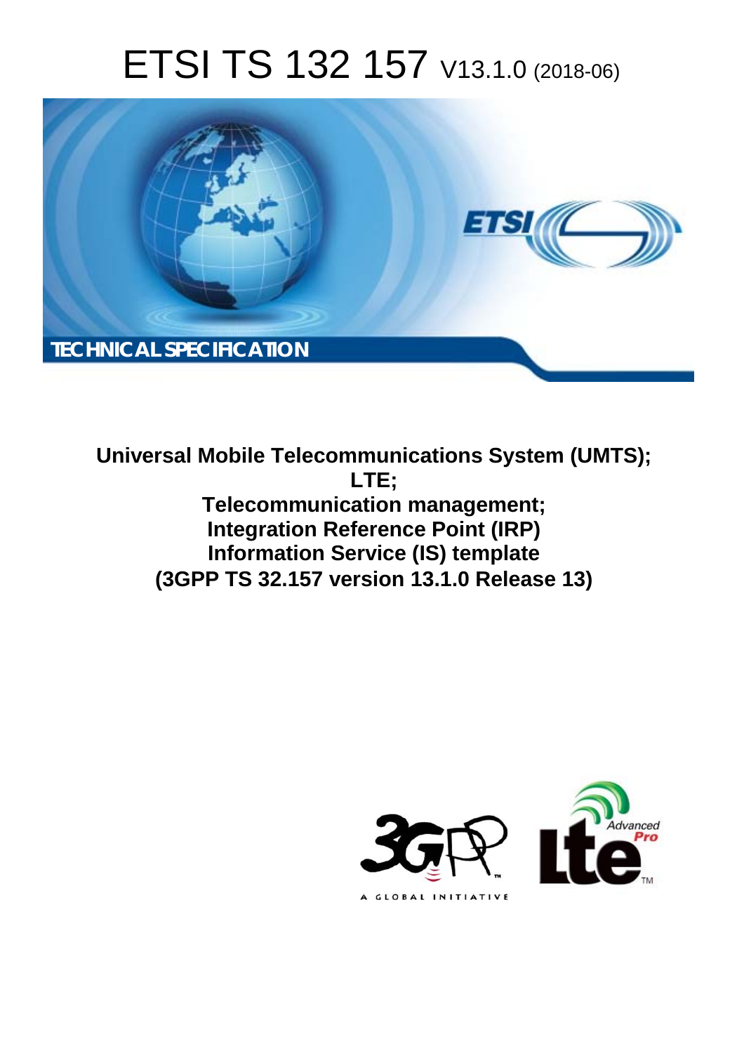# ETSI TS 132 157 V13.1.0 (2018-06)

**TECHNICAL SPECIFICATION**

**Universal Mobile Telecommunications System (UMTS);**
**LTE;**
**Telecommunication management;**
**Integration Reference Point (IRP)**
**Information Service (IS) template**
**(3GPP TS 32.157 version 13.1.0 Release 13)**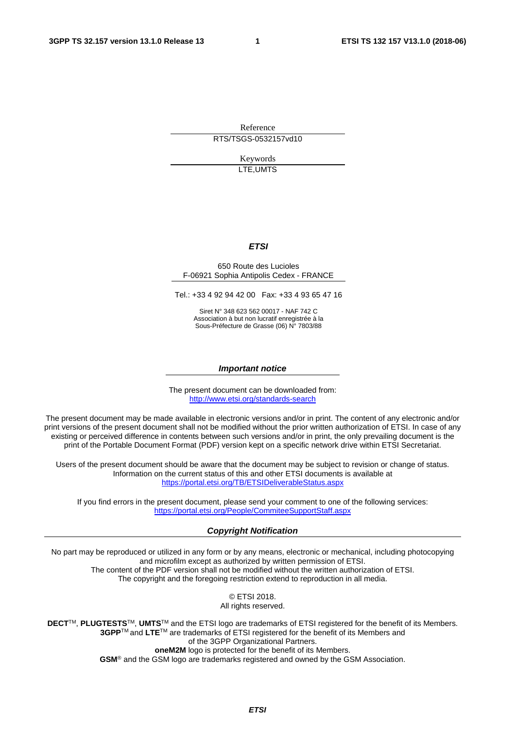Reference

RTS/TSGS-0532157vd10

Keywords

LTE,UMTS

***ETSI***

650 Route des Lucioles
F-06921 Sophia Antipolis Cedex - FRANCE

Tel.: +33 4 92 94 42 00 Fax: +33 4 93 65 47 16

Siret N° 348 623 562 00017 - NAF 742 C
Association à but non lucratif enregistrée à la
Sous-Préfecture de Grasse (06) N° 7803/88

***Important notice***

The present document can be downloaded from:
http://www.etsi.org/standards-search

The present document may be made available in electronic versions and/or in print. The content of any electronic and/or print versions of the present document shall not be modified without the prior written authorization of ETSI. In case of any existing or perceived difference in contents between such versions and/or in print, the only prevailing document is the print of the Portable Document Format (PDF) version kept on a specific network drive within ETSI Secretariat.

Users of the present document should be aware that the document may be subject to revision or change of status. Information on the current status of this and other ETSI documents is available at
https://portal.etsi.org/TB/ETSIDeliverableStatus.aspx

If you find errors in the present document, please send your comment to one of the following services:
https://portal.etsi.org/People/CommiteeSupportStaff.aspx

***Copyright Notification***

No part may be reproduced or utilized in any form or by any means, electronic or mechanical, including photocopying and microfilm except as authorized by written permission of ETSI.
The content of the PDF version shall not be modified without the written authorization of ETSI.
The copyright and the foregoing restriction extend to reproduction in all media.

© ETSI 2018.
All rights reserved.

**DECT**™, **PLUGTESTS**™, **UMTS**™ and the ETSI logo are trademarks of ETSI registered for the benefit of its Members.
**3GPP**™ and **LTE**™ are trademarks of ETSI registered for the benefit of its Members and
of the 3GPP Organizational Partners.
**oneM2M** logo is protected for the benefit of its Members.
**GSM**® and the GSM logo are trademarks registered and owned by the GSM Association.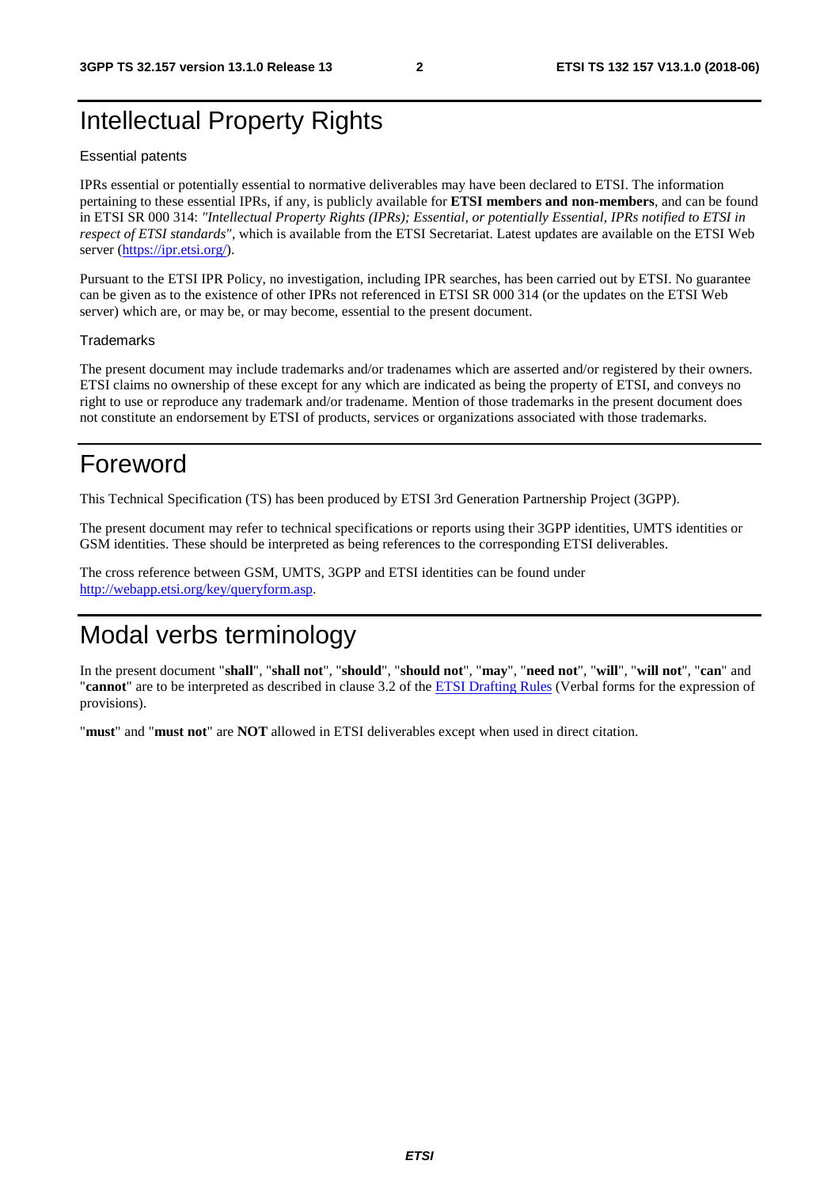# Intellectual Property Rights

Essential patents

IPRs essential or potentially essential to normative deliverables may have been declared to ETSI. The information pertaining to these essential IPRs, if any, is publicly available for **ETSI members and non-members**, and can be found in ETSI SR 000 314: *"Intellectual Property Rights (IPRs); Essential, or potentially Essential, IPRs notified to ETSI in respect of ETSI standards"*, which is available from the ETSI Secretariat. Latest updates are available on the ETSI Web server (https://ipr.etsi.org/).

Pursuant to the ETSI IPR Policy, no investigation, including IPR searches, has been carried out by ETSI. No guarantee can be given as to the existence of other IPRs not referenced in ETSI SR 000 314 (or the updates on the ETSI Web server) which are, or may be, or may become, essential to the present document.

Trademarks

The present document may include trademarks and/or tradenames which are asserted and/or registered by their owners. ETSI claims no ownership of these except for any which are indicated as being the property of ETSI, and conveys no right to use or reproduce any trademark and/or tradename. Mention of those trademarks in the present document does not constitute an endorsement by ETSI of products, services or organizations associated with those trademarks.

# Foreword

This Technical Specification (TS) has been produced by ETSI 3rd Generation Partnership Project (3GPP).

The present document may refer to technical specifications or reports using their 3GPP identities, UMTS identities or GSM identities. These should be interpreted as being references to the corresponding ETSI deliverables.

The cross reference between GSM, UMTS, 3GPP and ETSI identities can be found under http://webapp.etsi.org/key/queryform.asp.

# Modal verbs terminology

In the present document "**shall**", "**shall not**", "**should**", "**should not**", "**may**", "**need not**", "**will**", "**will not**", "**can**" and "**cannot**" are to be interpreted as described in clause 3.2 of the ETSI Drafting Rules (Verbal forms for the expression of provisions).

"**must**" and "**must not**" are **NOT** allowed in ETSI deliverables except when used in direct citation.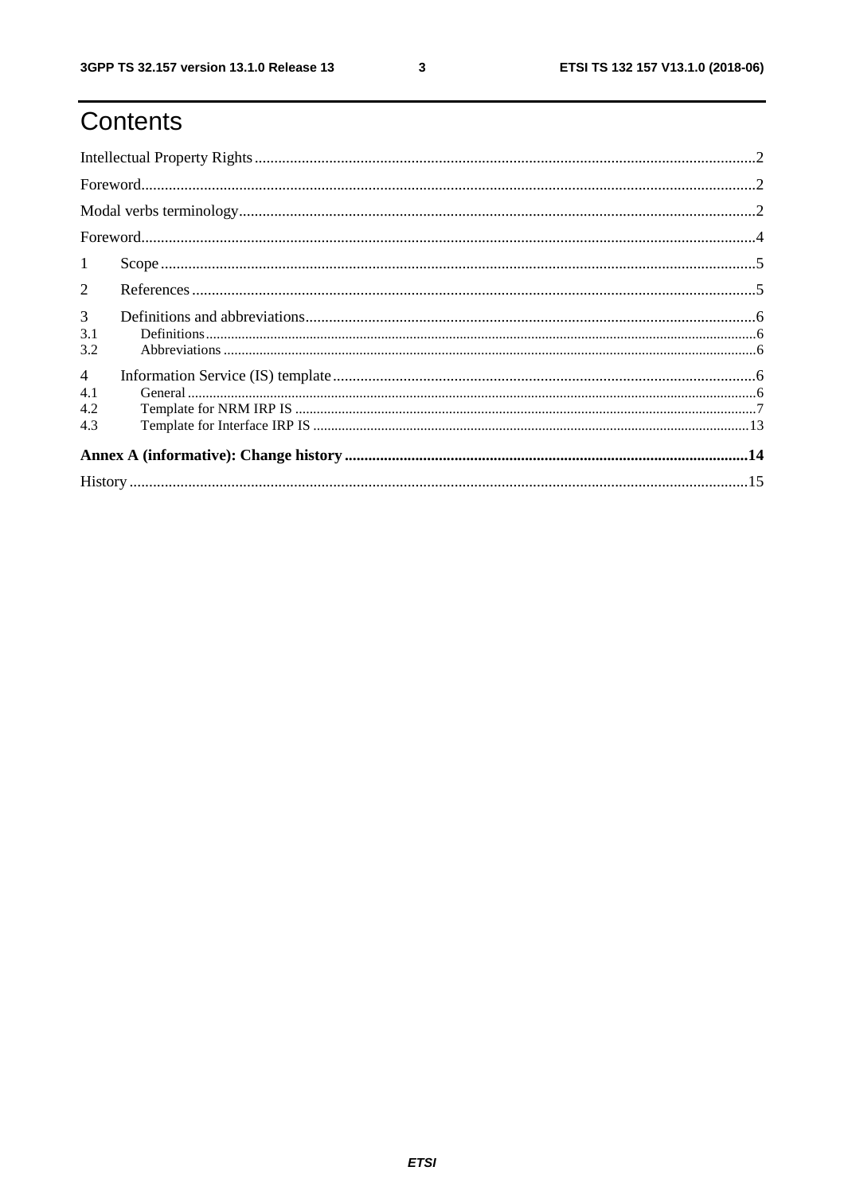# Contents

Intellectual Property Rights ........................................................................................................................ 2

Foreword ...................................................................................................................................................... 2

Modal verbs terminology ............................................................................................................................. 2

Foreword ...................................................................................................................................................... 4

1 Scope ........................................................................................................................................................ 5

2 References ................................................................................................................................................ 5

3 Definitions and abbreviations ................................................................................................................... 6

3.1 Definitions ............................................................................................................................................ 6

3.2 Abbreviations ........................................................................................................................................ 6

4 Information Service (IS) template ............................................................................................................. 6

4.1 General .................................................................................................................................................. 6

4.2 Template for NRM IRP IS ..................................................................................................................... 7

4.3 Template for Interface IRP IS ............................................................................................................... 13

**Annex A (informative): Change history ..................................................................................................... 14**

History ........................................................................................................................................................ 15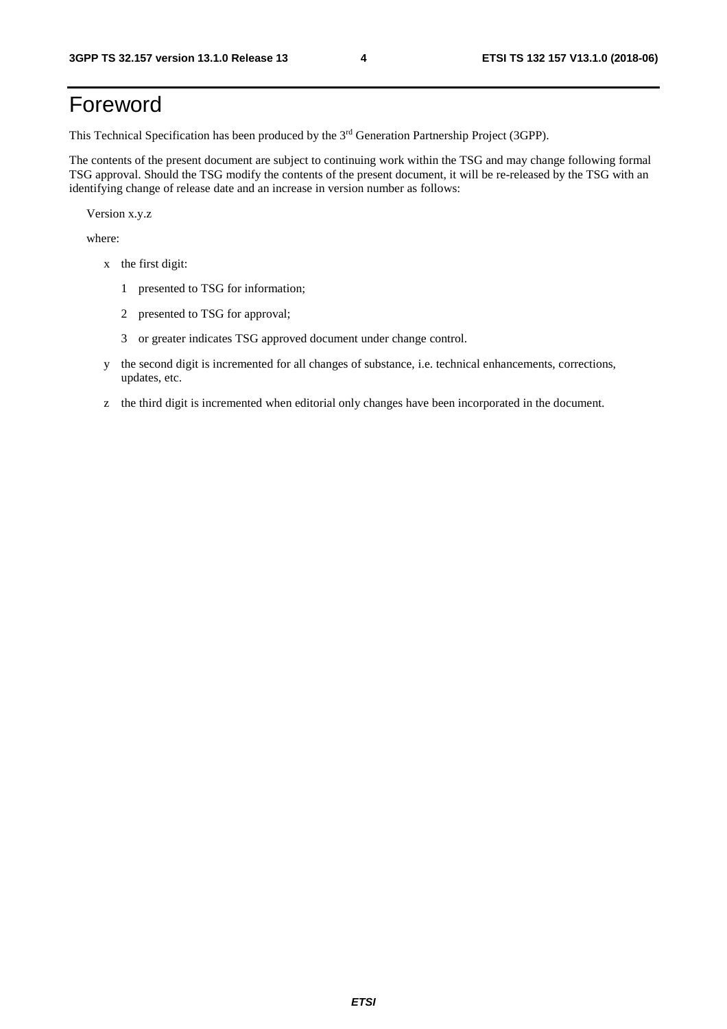# Foreword

This Technical Specification has been produced by the 3rd Generation Partnership Project (3GPP).

The contents of the present document are subject to continuing work within the TSG and may change following formal TSG approval. Should the TSG modify the contents of the present document, it will be re-released by the TSG with an identifying change of release date and an increase in version number as follows:

Version x.y.z

where:

- x the first digit:
  - 1 presented to TSG for information;
  - 2 presented to TSG for approval;
  - 3 or greater indicates TSG approved document under change control.
- y the second digit is incremented for all changes of substance, i.e. technical enhancements, corrections, updates, etc.
- z the third digit is incremented when editorial only changes have been incorporated in the document.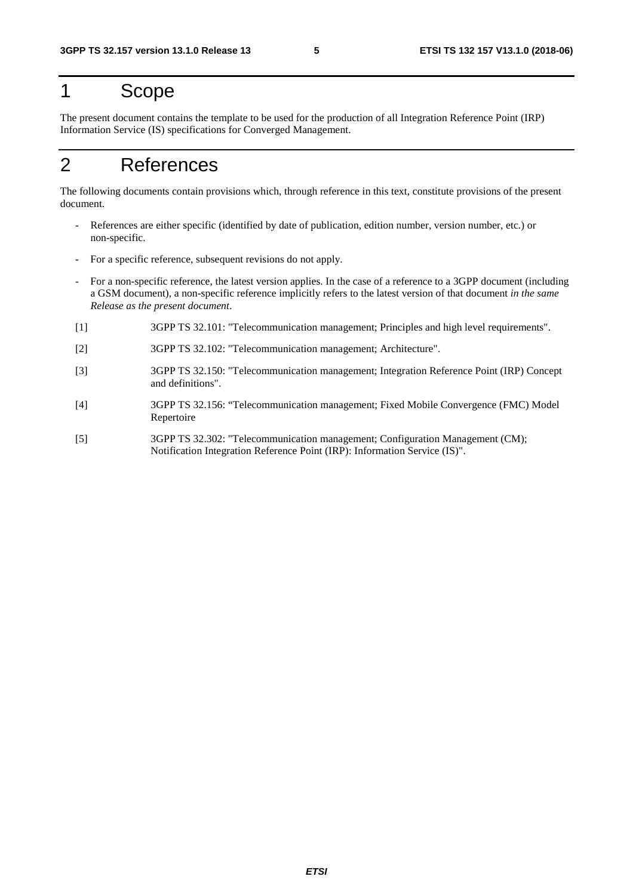# 1 Scope

The present document contains the template to be used for the production of all Integration Reference Point (IRP) Information Service (IS) specifications for Converged Management.

# 2 References

The following documents contain provisions which, through reference in this text, constitute provisions of the present document.

- References are either specific (identified by date of publication, edition number, version number, etc.) or non-specific.
- For a specific reference, subsequent revisions do not apply.
- For a non-specific reference, the latest version applies. In the case of a reference to a 3GPP document (including a GSM document), a non-specific reference implicitly refers to the latest version of that document *in the same Release as the present document*.

[1] 3GPP TS 32.101: "Telecommunication management; Principles and high level requirements".

[2] 3GPP TS 32.102: "Telecommunication management; Architecture".

[3] 3GPP TS 32.150: "Telecommunication management; Integration Reference Point (IRP) Concept and definitions".

[4] 3GPP TS 32.156: "Telecommunication management; Fixed Mobile Convergence (FMC) Model Repertoire

[5] 3GPP TS 32.302: "Telecommunication management; Configuration Management (CM); Notification Integration Reference Point (IRP): Information Service (IS)".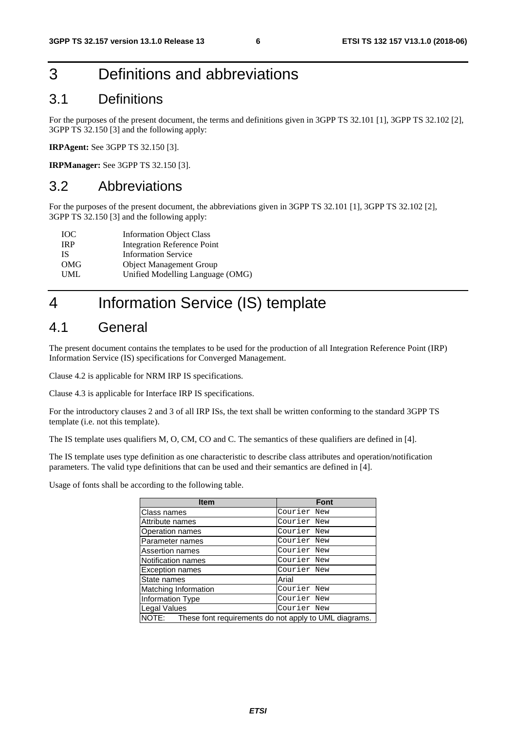# 3 Definitions and abbreviations

## 3.1 Definitions

For the purposes of the present document, the terms and definitions given in 3GPP TS 32.101 [1], 3GPP TS 32.102 [2], 3GPP TS 32.150 [3] and the following apply:

**IRPAgent:** See 3GPP TS 32.150 [3].

**IRPManager:** See 3GPP TS 32.150 [3].

## 3.2 Abbreviations

For the purposes of the present document, the abbreviations given in 3GPP TS 32.101 [1], 3GPP TS 32.102 [2], 3GPP TS 32.150 [3] and the following apply:

IOC Information Object Class
IRP Integration Reference Point
IS Information Service
OMG Object Management Group
UML Unified Modelling Language (OMG)

# 4 Information Service (IS) template

## 4.1 General

The present document contains the templates to be used for the production of all Integration Reference Point (IRP) Information Service (IS) specifications for Converged Management.

Clause 4.2 is applicable for NRM IRP IS specifications.

Clause 4.3 is applicable for Interface IRP IS specifications.

For the introductory clauses 2 and 3 of all IRP ISs, the text shall be written conforming to the standard 3GPP TS template (i.e. not this template).

The IS template uses qualifiers M, O, CM, CO and C. The semantics of these qualifiers are defined in [4].

The IS template uses type definition as one characteristic to describe class attributes and operation/notification parameters. The valid type definitions that can be used and their semantics are defined in [4].

Usage of fonts shall be according to the following table.

| Item | Font |
|---|---|
| Class names | Courier New |
| Attribute names | Courier New |
| Operation names | Courier New |
| Parameter names | Courier New |
| Assertion names | Courier New |
| Notification names | Courier New |
| Exception names | Courier New |
| State names | Arial |
| Matching Information | Courier New |
| Information Type | Courier New |
| Legal Values | Courier New |
| NOTE: These font requirements do not apply to UML diagrams. | |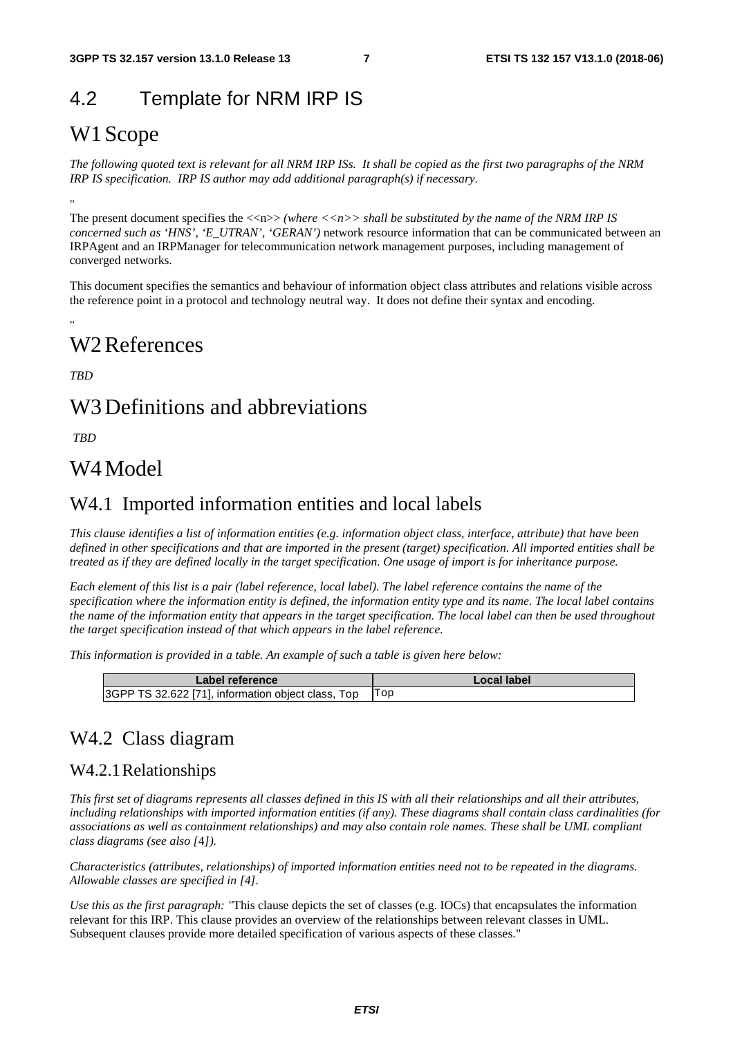## 4.2 Template for NRM IRP IS

# W1 Scope

*The following quoted text is relevant for all NRM IRP ISs. It shall be copied as the first two paragraphs of the NRM IRP IS specification. IRP IS author may add additional paragraph(s) if necessary.*

"

The present document specifies the <<n>> *(where <<n>> shall be substituted by the name of the NRM IRP IS concerned such as 'HNS', 'E_UTRAN', 'GERAN')* network resource information that can be communicated between an IRPAgent and an IRPManager for telecommunication network management purposes, including management of converged networks.

This document specifies the semantics and behaviour of information object class attributes and relations visible across the reference point in a protocol and technology neutral way. It does not define their syntax and encoding.

"

# W2 References

*TBD*

# W3 Definitions and abbreviations

*TBD*

# W4 Model

## W4.1 Imported information entities and local labels

*This clause identifies a list of information entities (e.g. information object class, interface, attribute) that have been defined in other specifications and that are imported in the present (target) specification. All imported entities shall be treated as if they are defined locally in the target specification. One usage of import is for inheritance purpose.*

*Each element of this list is a pair (label reference, local label). The label reference contains the name of the specification where the information entity is defined, the information entity type and its name. The local label contains the name of the information entity that appears in the target specification. The local label can then be used throughout the target specification instead of that which appears in the label reference.*

*This information is provided in a table. An example of such a table is given here below:*

| Label reference | Local label |
|---|---|
| 3GPP TS 32.622 [71], information object class, Top | Top |

## W4.2 Class diagram

### W4.2.1 Relationships

*This first set of diagrams represents all classes defined in this IS with all their relationships and all their attributes, including relationships with imported information entities (if any). These diagrams shall contain class cardinalities (for associations as well as containment relationships) and may also contain role names. These shall be UML compliant class diagrams (see also [4]).*

*Characteristics (attributes, relationships) of imported information entities need not to be repeated in the diagrams. Allowable classes are specified in [4].*

*Use this as the first paragraph: "*This clause depicts the set of classes (e.g. IOCs) that encapsulates the information relevant for this IRP. This clause provides an overview of the relationships between relevant classes in UML. Subsequent clauses provide more detailed specification of various aspects of these classes."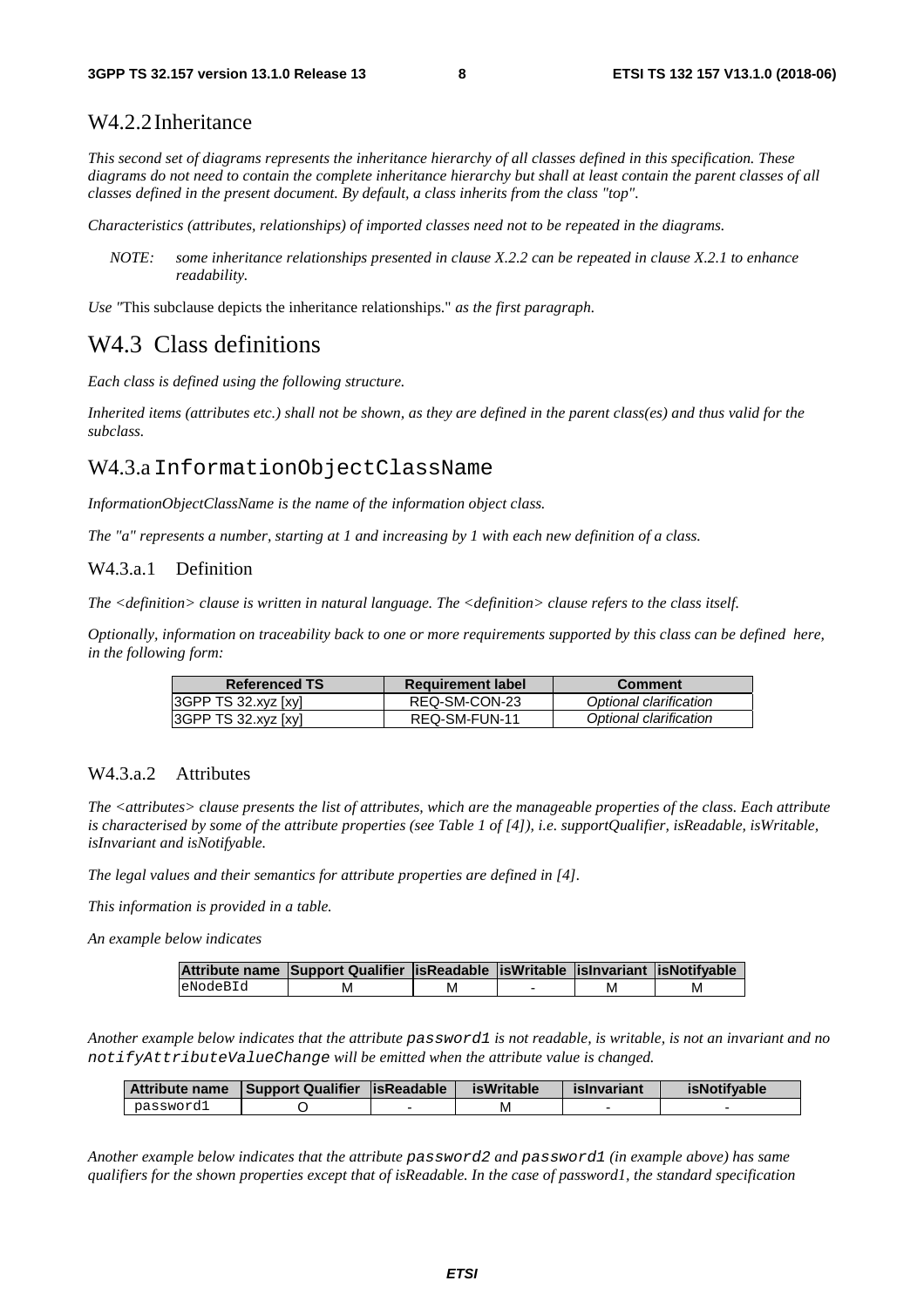### W4.2.2 Inheritance

*This second set of diagrams represents the inheritance hierarchy of all classes defined in this specification. These diagrams do not need to contain the complete inheritance hierarchy but shall at least contain the parent classes of all classes defined in the present document. By default, a class inherits from the class "top".*

*Characteristics (attributes, relationships) of imported classes need not to be repeated in the diagrams.*

> *NOTE: some inheritance relationships presented in clause X.2.2 can be repeated in clause X.2.1 to enhance readability.*

*Use "*This subclause depicts the inheritance relationships." *as the first paragraph.*

## W4.3 Class definitions

*Each class is defined using the following structure.*

*Inherited items (attributes etc.) shall not be shown, as they are defined in the parent class(es) and thus valid for the subclass.*

### W4.3.a `InformationObjectClassName`

*InformationObjectClassName is the name of the information object class.*

*The "a" represents a number, starting at 1 and increasing by 1 with each new definition of a class.*

#### W4.3.a.1 Definition

*The <definition> clause is written in natural language. The <definition> clause refers to the class itself.*

*Optionally, information on traceability back to one or more requirements supported by this class can be defined here, in the following form:*

| Referenced TS | Requirement label | Comment |
|---|---|---|
| 3GPP TS 32.xyz [xy] | REQ-SM-CON-23 | *Optional clarification* |
| 3GPP TS 32.xyz [xy] | REQ-SM-FUN-11 | *Optional clarification* |

#### W4.3.a.2 Attributes

*The <attributes> clause presents the list of attributes, which are the manageable properties of the class. Each attribute is characterised by some of the attribute properties (see Table 1 of [4]), i.e. supportQualifier, isReadable, isWritable, isInvariant and isNotifyable.*

*The legal values and their semantics for attribute properties are defined in [4].*

*This information is provided in a table.*

*An example below indicates*

| Attribute name | Support Qualifier | isReadable | isWritable | isInvariant | isNotifyable |
|---|---|---|---|---|---|
| eNodeBId | M | M | - | M | M |

*Another example below indicates that the attribute* `password1` *is not readable, is writable, is not an invariant and no* `notifyAttributeValueChange` *will be emitted when the attribute value is changed.*

| Attribute name | Support Qualifier | isReadable | isWritable | isInvariant | isNotifyable |
|---|---|---|---|---|---|
| password1 | O | - | M | - | - |

*Another example below indicates that the attribute* `password2` *and* `password1` *(in example above) has same qualifiers for the shown properties except that of isReadable. In the case of password1, the standard specification*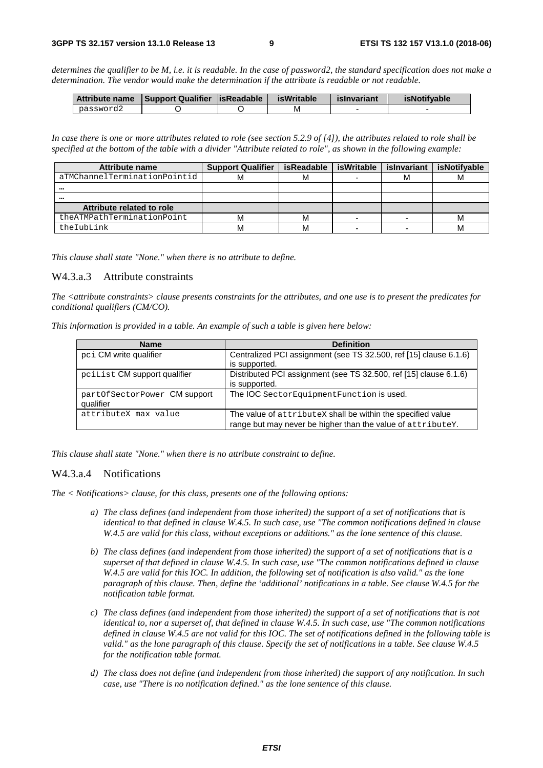*determines the qualifier to be M, i.e. it is readable. In the case of password2, the standard specification does not make a determination. The vendor would make the determination if the attribute is readable or not readable.*

| Attribute name | Support Qualifier | isReadable | isWritable | isInvariant | isNotifyable |
|---|---|---|---|---|---|
| password2 | O | O | M | - | - |

*In case there is one or more attributes related to role (see section 5.2.9 of [4]), the attributes related to role shall be specified at the bottom of the table with a divider "Attribute related to role", as shown in the following example:*

| Attribute name | Support Qualifier | isReadable | isWritable | isInvariant | isNotifyable |
|---|---|---|---|---|---|
| aTMChannelTerminationPointid | M | M | - | M | M |
| … | | | | | |
| … | | | | | |
| **Attribute related to role** | | | | | |
| theATMPathTerminationPoint | M | M | - | - | M |
| theIubLink | M | M | - | - | M |

*This clause shall state "None." when there is no attribute to define.*

### W4.3.a.3 Attribute constraints

*The <attribute constraints> clause presents constraints for the attributes, and one use is to present the predicates for conditional qualifiers (CM/CO).*

*This information is provided in a table. An example of such a table is given here below:*

| Name | Definition |
|---|---|
| pci CM write qualifier | Centralized PCI assignment (see TS 32.500, ref [15] clause 6.1.6) is supported. |
| pciList CM support qualifier | Distributed PCI assignment (see TS 32.500, ref [15] clause 6.1.6) is supported. |
| partOfSectorPower CM support qualifier | The IOC SectorEquipmentFunction is used. |
| attributeX max value | The value of attributeX shall be within the specified value range but may never be higher than the value of attributeY. |

*This clause shall state "None." when there is no attribute constraint to define.*

### W4.3.a.4 Notifications

*The < Notifications> clause, for this class, presents one of the following options:*

a) *The class defines (and independent from those inherited) the support of a set of notifications that is identical to that defined in clause W.4.5. In such case, use "The common notifications defined in clause W.4.5 are valid for this class, without exceptions or additions." as the lone sentence of this clause.*

b) *The class defines (and independent from those inherited) the support of a set of notifications that is a superset of that defined in clause W.4.5. In such case, use "The common notifications defined in clause W.4.5 are valid for this IOC. In addition, the following set of notification is also valid." as the lone paragraph of this clause. Then, define the 'additional' notifications in a table. See clause W.4.5 for the notification table format.*

c) *The class defines (and independent from those inherited) the support of a set of notifications that is not identical to, nor a superset of, that defined in clause W.4.5. In such case, use "The common notifications defined in clause W.4.5 are not valid for this IOC. The set of notifications defined in the following table is valid." as the lone paragraph of this clause. Specify the set of notifications in a table. See clause W.4.5 for the notification table format.*

d) *The class does not define (and independent from those inherited) the support of any notification. In such case, use "There is no notification defined." as the lone sentence of this clause.*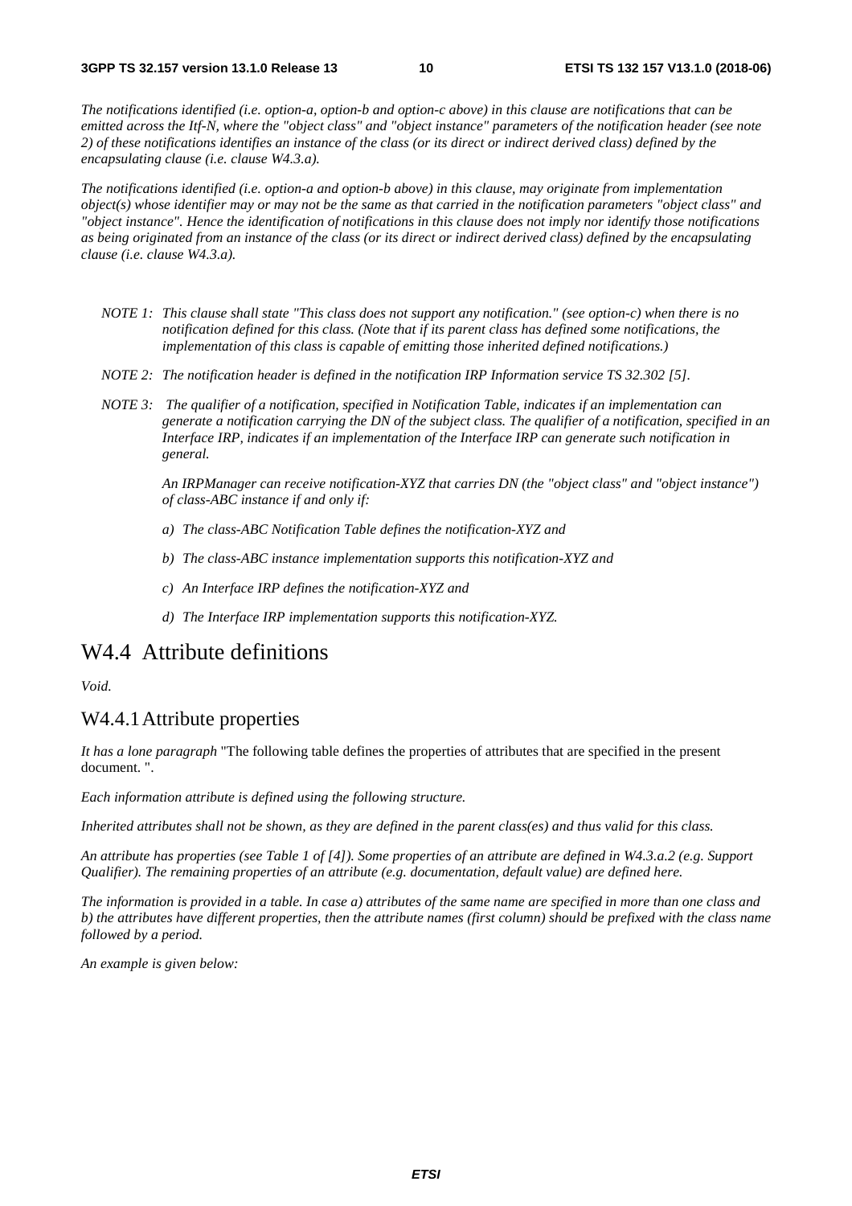*The notifications identified (i.e. option-a, option-b and option-c above) in this clause are notifications that can be emitted across the Itf-N, where the "object class" and "object instance" parameters of the notification header (see note 2) of these notifications identifies an instance of the class (or its direct or indirect derived class) defined by the encapsulating clause (i.e. clause W4.3.a).*

*The notifications identified (i.e. option-a and option-b above) in this clause, may originate from implementation object(s) whose identifier may or may not be the same as that carried in the notification parameters "object class" and "object instance". Hence the identification of notifications in this clause does not imply nor identify those notifications as being originated from an instance of the class (or its direct or indirect derived class) defined by the encapsulating clause (i.e. clause W4.3.a).*

*NOTE 1: This clause shall state "This class does not support any notification." (see option-c) when there is no notification defined for this class. (Note that if its parent class has defined some notifications, the implementation of this class is capable of emitting those inherited defined notifications.)*

*NOTE 2: The notification header is defined in the notification IRP Information service TS 32.302 [5].*

*NOTE 3: The qualifier of a notification, specified in Notification Table, indicates if an implementation can generate a notification carrying the DN of the subject class. The qualifier of a notification, specified in an Interface IRP, indicates if an implementation of the Interface IRP can generate such notification in general.*

*An IRPManager can receive notification-XYZ that carries DN (the "object class" and "object instance") of class-ABC instance if and only if:*

*a) The class-ABC Notification Table defines the notification-XYZ and*

*b) The class-ABC instance implementation supports this notification-XYZ and*

*c) An Interface IRP defines the notification-XYZ and*

*d) The Interface IRP implementation supports this notification-XYZ.*

# W4.4 Attribute definitions

*Void.*

## W4.4.1 Attribute properties

*It has a lone paragraph* "The following table defines the properties of attributes that are specified in the present document. ".

*Each information attribute is defined using the following structure.*

*Inherited attributes shall not be shown, as they are defined in the parent class(es) and thus valid for this class.*

*An attribute has properties (see Table 1 of [4]). Some properties of an attribute are defined in W4.3.a.2 (e.g. Support Qualifier). The remaining properties of an attribute (e.g. documentation, default value) are defined here.*

*The information is provided in a table. In case a) attributes of the same name are specified in more than one class and b) the attributes have different properties, then the attribute names (first column) should be prefixed with the class name followed by a period.*

*An example is given below:*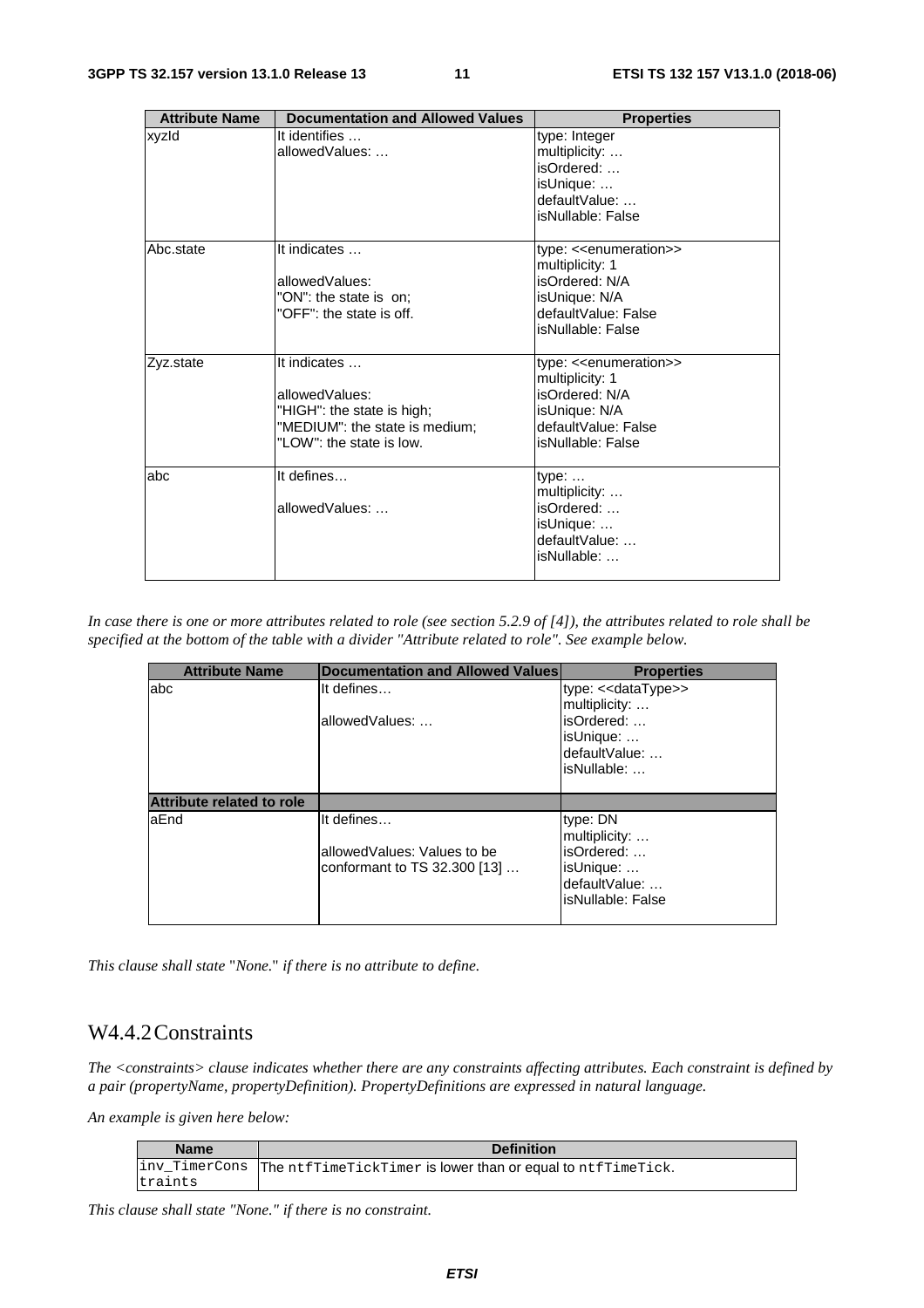| Attribute Name | Documentation and Allowed Values | Properties |
|---|---|---|
| xyzId | It identifies …<br>allowedValues: … | type: Integer<br>multiplicity: …<br>isOrdered: …<br>isUnique: …<br>defaultValue: …<br>isNullable: False |
| Abc.state | It indicates …<br><br>allowedValues:<br>"ON": the state is on;<br>"OFF": the state is off. | type: <<enumeration>><br>multiplicity: 1<br>isOrdered: N/A<br>isUnique: N/A<br>defaultValue: False<br>isNullable: False |
| Zyz.state | It indicates …<br><br>allowedValues:<br>"HIGH": the state is high;<br>"MEDIUM": the state is medium;<br>"LOW": the state is low. | type: <<enumeration>><br>multiplicity: 1<br>isOrdered: N/A<br>isUnique: N/A<br>defaultValue: False<br>isNullable: False |
| abc | It defines…<br><br>allowedValues: … | type: …<br>multiplicity: …<br>isOrdered: …<br>isUnique: …<br>defaultValue: …<br>isNullable: … |

*In case there is one or more attributes related to role (see section 5.2.9 of [4]), the attributes related to role shall be specified at the bottom of the table with a divider "Attribute related to role". See example below.*

| Attribute Name | Documentation and Allowed Values | Properties |
|---|---|---|
| abc | It defines…<br><br>allowedValues: … | type: <<dataType>><br>multiplicity: …<br>isOrdered: …<br>isUnique: …<br>defaultValue: …<br>isNullable: … |
| **Attribute related to role** | | |
| aEnd | It defines…<br><br>allowedValues: Values to be conformant to TS 32.300 [13] … | type: DN<br>multiplicity: …<br>isOrdered: …<br>isUnique: …<br>defaultValue: …<br>isNullable: False |

*This clause shall state* "*None.*" *if there is no attribute to define.*

## W4.4.2 Constraints

*The <constraints> clause indicates whether there are any constraints affecting attributes. Each constraint is defined by a pair (propertyName, propertyDefinition). PropertyDefinitions are expressed in natural language.*

*An example is given here below:*

| Name | Definition |
|---|---|
| `inv_TimerConstraints` | The `ntfTimeTickTimer` is lower than or equal to `ntfTimeTick`. |

*This clause shall state "None." if there is no constraint.*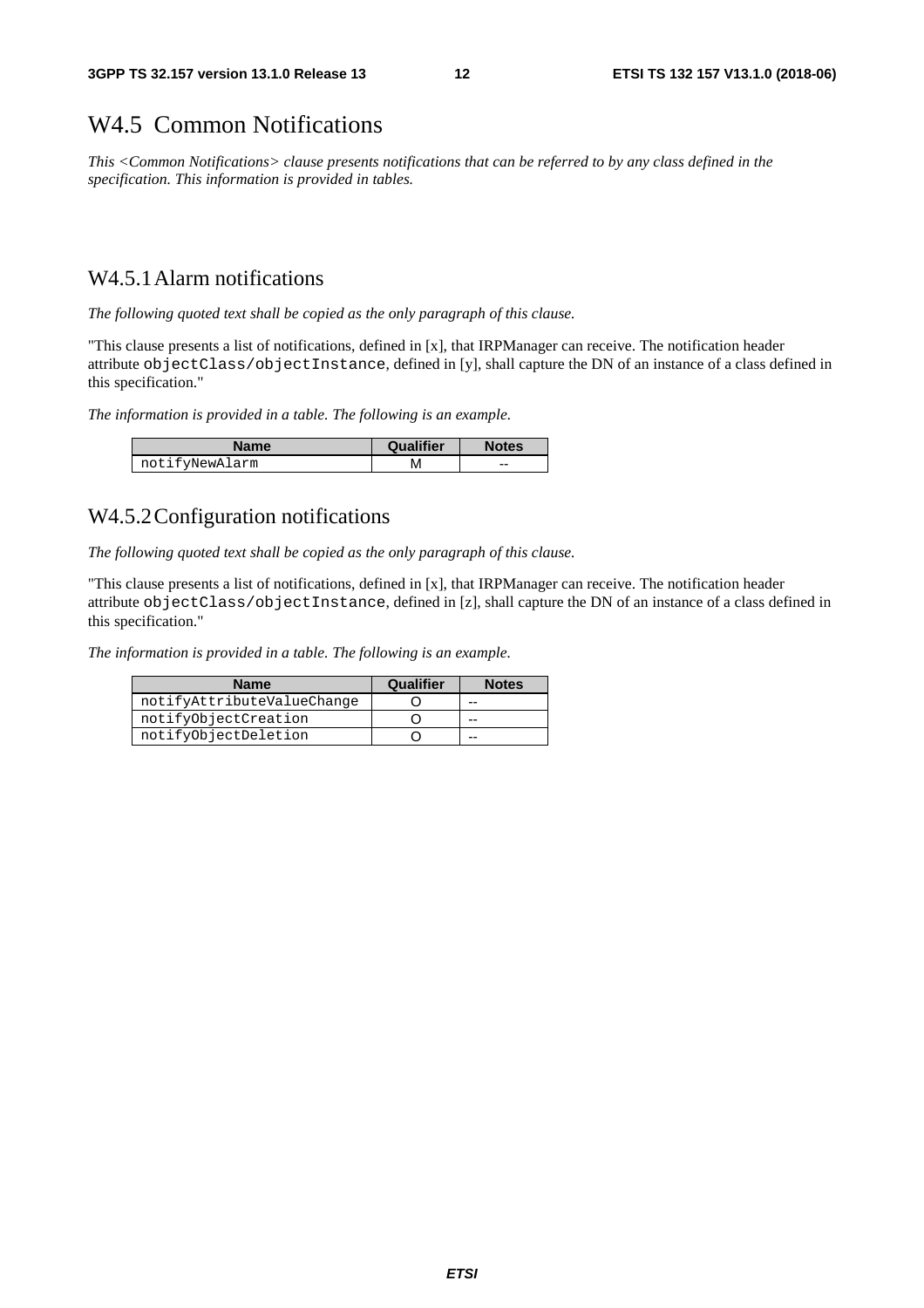# W4.5 Common Notifications

*This <Common Notifications> clause presents notifications that can be referred to by any class defined in the specification. This information is provided in tables.*

## W4.5.1 Alarm notifications

*The following quoted text shall be copied as the only paragraph of this clause.*

"This clause presents a list of notifications, defined in [x], that IRPManager can receive. The notification header attribute `objectClass/objectInstance`, defined in [y], shall capture the DN of an instance of a class defined in this specification."

*The information is provided in a table. The following is an example.*

| Name | Qualifier | Notes |
|---|---|---|
| notifyNewAlarm | M | -- |

## W4.5.2 Configuration notifications

*The following quoted text shall be copied as the only paragraph of this clause.*

"This clause presents a list of notifications, defined in [x], that IRPManager can receive. The notification header attribute `objectClass/objectInstance`, defined in [z], shall capture the DN of an instance of a class defined in this specification."

*The information is provided in a table. The following is an example.*

| Name | Qualifier | Notes |
|---|---|---|
| notifyAttributeValueChange | O | -- |
| notifyObjectCreation | O | -- |
| notifyObjectDeletion | O | -- |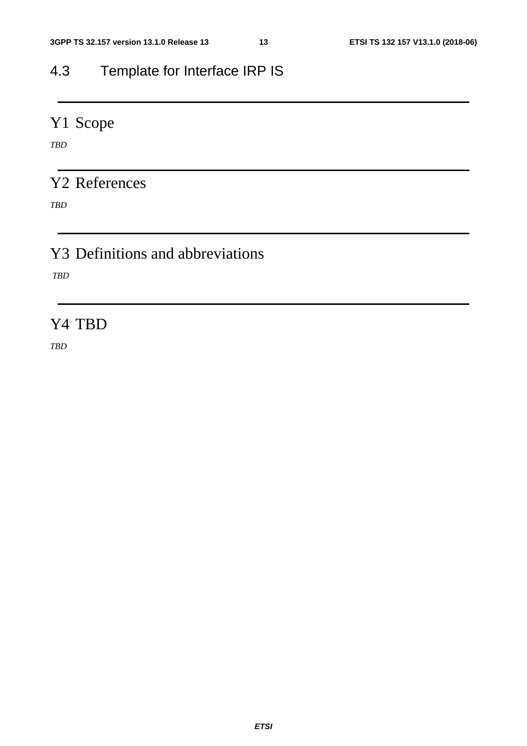## 4.3 Template for Interface IRP IS

---

# Y1 Scope

*TBD*

---

# Y2 References

*TBD*

---

# Y3 Definitions and abbreviations

*TBD*

---

# Y4 TBD

*TBD*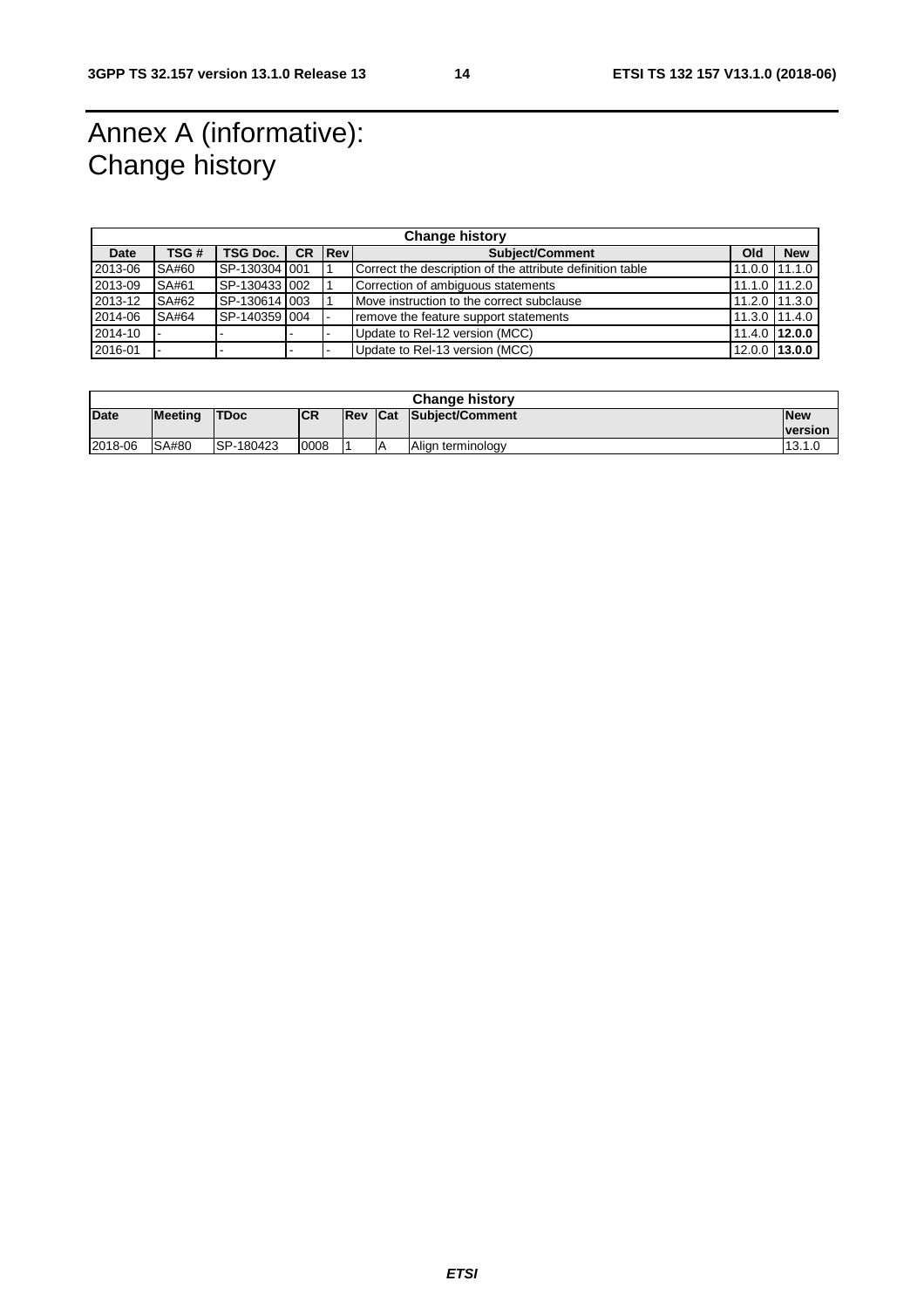# Annex A (informative): Change history

| Change history | | | | | | | |
|---|---|---|---|---|---|---|---|
| **Date** | **TSG #** | **TSG Doc.** | **CR** | **Rev** | **Subject/Comment** | **Old** | **New** |
| 2013-06 | SA#60 | SP-130304 | 001 | 1 | Correct the description of the attribute definition table | 11.0.0 | 11.1.0 |
| 2013-09 | SA#61 | SP-130433 | 002 | 1 | Correction of ambiguous statements | 11.1.0 | 11.2.0 |
| 2013-12 | SA#62 | SP-130614 | 003 | 1 | Move instruction to the correct subclause | 11.2.0 | 11.3.0 |
| 2014-06 | SA#64 | SP-140359 | 004 | - | remove the feature support statements | 11.3.0 | 11.4.0 |
| 2014-10 | - | - | - | - | Update to Rel-12 version (MCC) | 11.4.0 | **12.0.0** |
| 2016-01 | - | - | - | - | Update to Rel-13 version (MCC) | 12.0.0 | **13.0.0** |

| Change history | | | | | | | |
|---|---|---|---|---|---|---|---|
| **Date** | **Meeting** | **TDoc** | **CR** | **Rev** | **Cat** | **Subject/Comment** | **New version** |
| 2018-06 | SA#80 | SP-180423 | 0008 | 1 | A | Align terminology | 13.1.0 |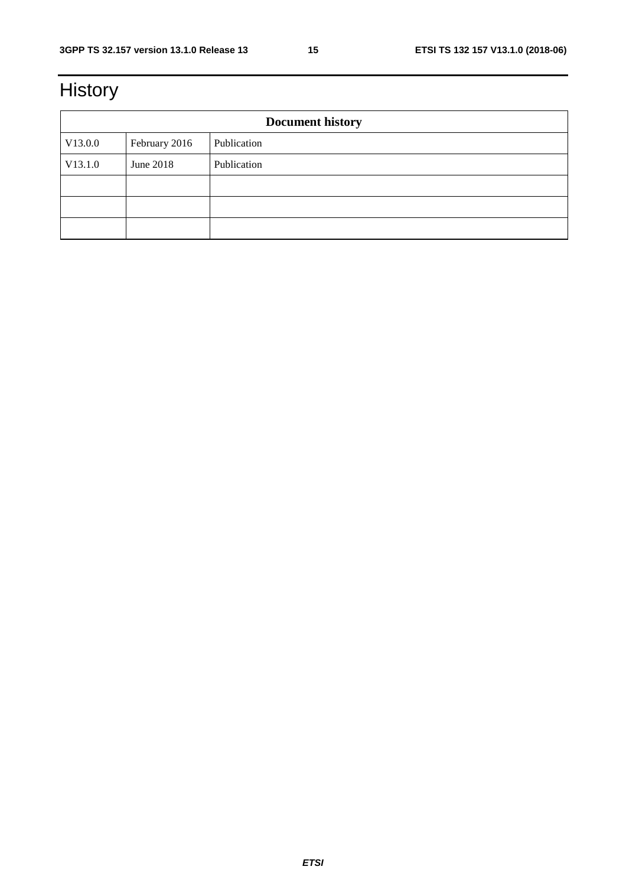# History

| Document history | | |
|---|---|---|
| V13.0.0 | February 2016 | Publication |
| V13.1.0 | June 2018 | Publication |
| | | |
| | | |
| | | |